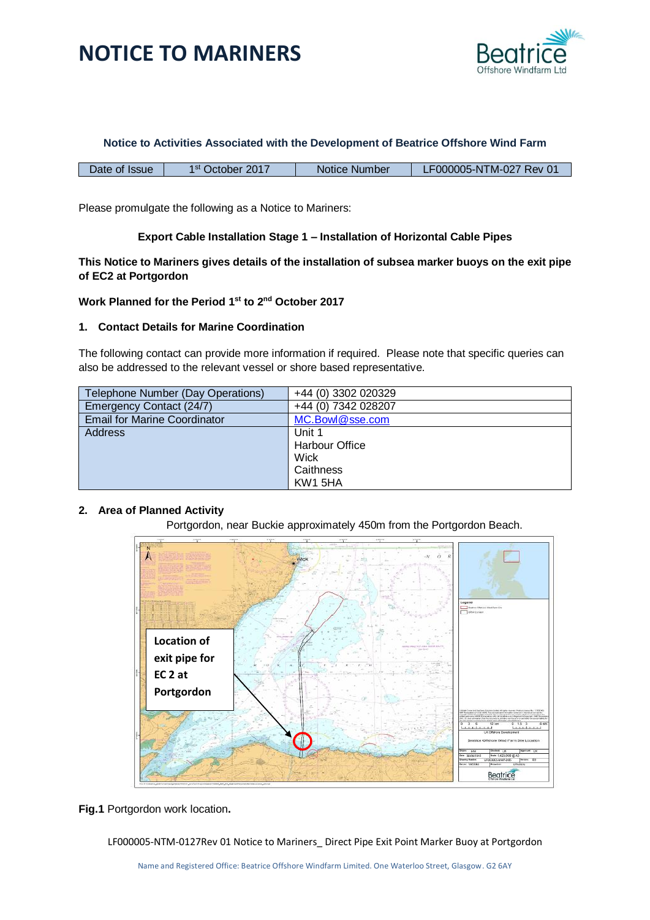# NOTICE TO MARINERS

**Notice to Activities Associated with the Development of Beatrice Offshore Wind Farm**

| Date of Issue | 1st October 2017 | Notice Number | LF000005-NTM-027 Rev 01 |
|---|---|---|---|

Please promulgate the following as a Notice to Mariners:

**Export Cable Installation Stage 1 – Installation of Horizontal Cable Pipes**

**This Notice to Mariners gives details of the installation of subsea marker buoys on the exit pipe of EC2 at Portgordon**

**Work Planned for the Period 1st to 2nd October 2017**

## 1. Contact Details for Marine Coordination

The following contact can provide more information if required. Please note that specific queries can also be addressed to the relevant vessel or shore based representative.

| | |
|---|---|
| Telephone Number (Day Operations) | +44 (0) 3302 020329 |
| Emergency Contact (24/7) | +44 (0) 7342 028207 |
| Email for Marine Coordinator | MC.Bowl@sse.com |
| Address | Unit 1<br>Harbour Office<br>Wick<br>Caithness<br>KW1 5HA |

## 2. Area of Planned Activity

Portgordon, near Buckie approximately 450m from the Portgordon Beach.

**Fig.1** Portgordon work location**.**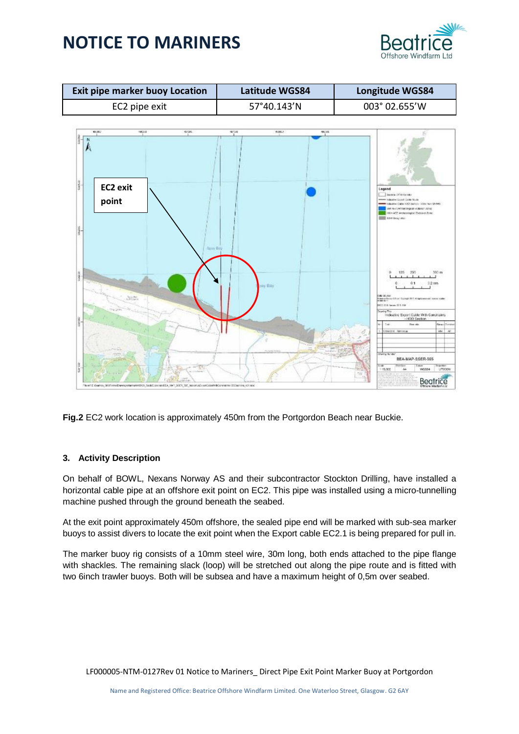| Exit pipe marker buoy Location | Latitude WGS84 | Longitude WGS84 |
|---|---|---|
| EC2 pipe exit | 57°40.143'N | 003° 02.655'W |

EC2 exit point

**Fig.2** EC2 work location is approximately 450m from the Portgordon Beach near Buckie.

### 3. Activity Description

On behalf of BOWL, Nexans Norway AS and their subcontractor Stockton Drilling, have installed a horizontal cable pipe at an offshore exit point on EC2. This pipe was installed using a micro-tunnelling machine pushed through the ground beneath the seabed.

At the exit point approximately 450m offshore, the sealed pipe end will be marked with sub-sea marker buoys to assist divers to locate the exit point when the Export cable EC2.1 is being prepared for pull in.

The marker buoy rig consists of a 10mm steel wire, 30m long, both ends attached to the pipe flange with shackles. The remaining slack (loop) will be stretched out along the pipe route and is fitted with two 6inch trawler buoys. Both will be subsea and have a maximum height of 0,5m over seabed.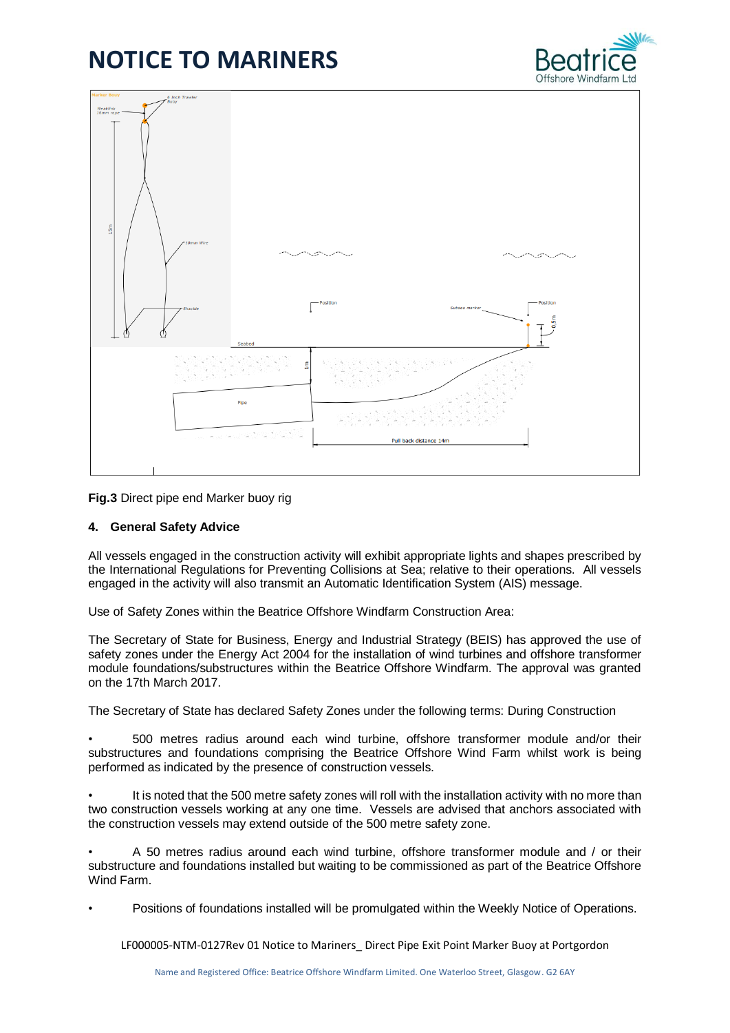# NOTICE TO MARINERS

**Fig.3** Direct pipe end Marker buoy rig

## 4. General Safety Advice

All vessels engaged in the construction activity will exhibit appropriate lights and shapes prescribed by the International Regulations for Preventing Collisions at Sea; relative to their operations. All vessels engaged in the activity will also transmit an Automatic Identification System (AIS) message.

Use of Safety Zones within the Beatrice Offshore Windfarm Construction Area:

The Secretary of State for Business, Energy and Industrial Strategy (BEIS) has approved the use of safety zones under the Energy Act 2004 for the installation of wind turbines and offshore transformer module foundations/substructures within the Beatrice Offshore Windfarm. The approval was granted on the 17th March 2017.

The Secretary of State has declared Safety Zones under the following terms: During Construction

- 500 metres radius around each wind turbine, offshore transformer module and/or their substructures and foundations comprising the Beatrice Offshore Wind Farm whilst work is being performed as indicated by the presence of construction vessels.
- It is noted that the 500 metre safety zones will roll with the installation activity with no more than two construction vessels working at any one time. Vessels are advised that anchors associated with the construction vessels may extend outside of the 500 metre safety zone.
- A 50 metres radius around each wind turbine, offshore transformer module and / or their substructure and foundations installed but waiting to be commissioned as part of the Beatrice Offshore Wind Farm.
- Positions of foundations installed will be promulgated within the Weekly Notice of Operations.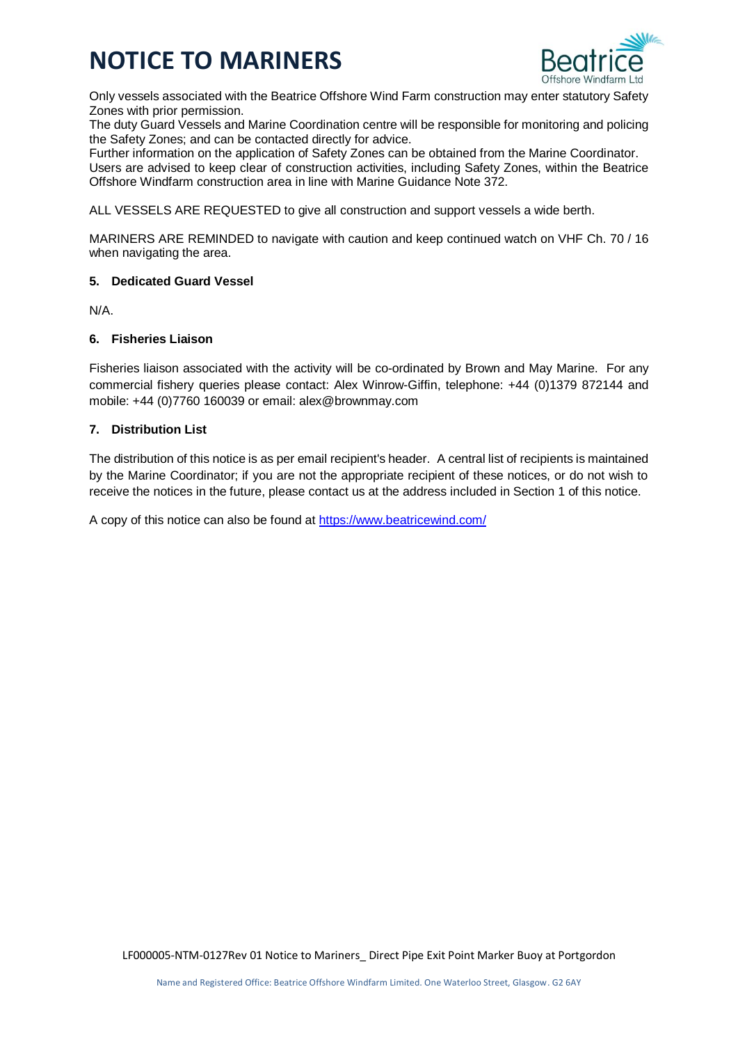Only vessels associated with the Beatrice Offshore Wind Farm construction may enter statutory Safety Zones with prior permission.
The duty Guard Vessels and Marine Coordination centre will be responsible for monitoring and policing the Safety Zones; and can be contacted directly for advice.
Further information on the application of Safety Zones can be obtained from the Marine Coordinator.
Users are advised to keep clear of construction activities, including Safety Zones, within the Beatrice Offshore Windfarm construction area in line with Marine Guidance Note 372.

ALL VESSELS ARE REQUESTED to give all construction and support vessels a wide berth.

MARINERS ARE REMINDED to navigate with caution and keep continued watch on VHF Ch. 70 / 16 when navigating the area.

### 5. Dedicated Guard Vessel

N/A.

### 6. Fisheries Liaison

Fisheries liaison associated with the activity will be co-ordinated by Brown and May Marine. For any commercial fishery queries please contact: Alex Winrow-Giffin, telephone: +44 (0)1379 872144 and mobile: +44 (0)7760 160039 or email: alex@brownmay.com

### 7. Distribution List

The distribution of this notice is as per email recipient's header. A central list of recipients is maintained by the Marine Coordinator; if you are not the appropriate recipient of these notices, or do not wish to receive the notices in the future, please contact us at the address included in Section 1 of this notice.

A copy of this notice can also be found at [https://www.beatricewind.com/](https://www.beatricewind.com/)